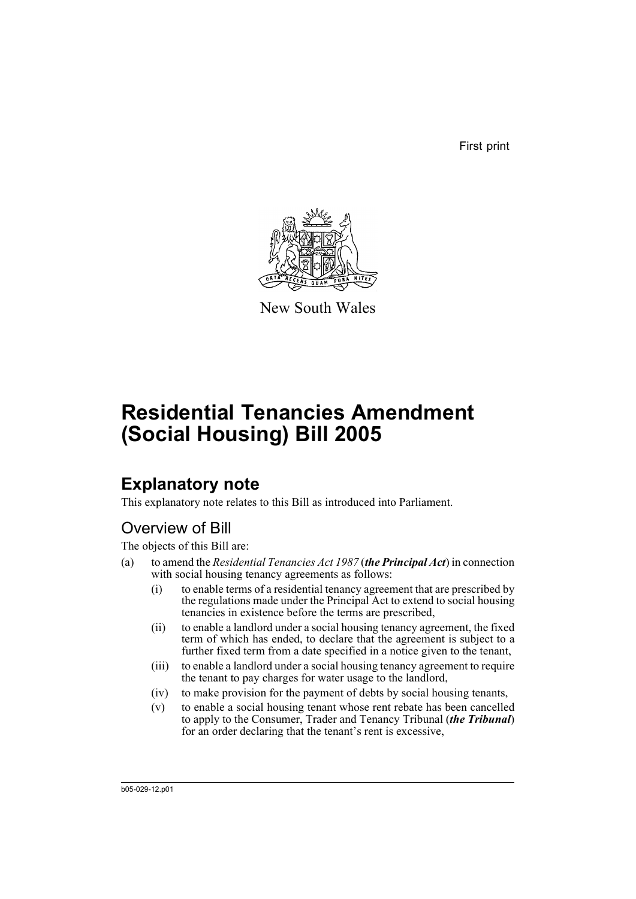First print

New South Wales

# Residential Tenancies Amendment (Social Housing) Bill 2005

## Explanatory note

This explanatory note relates to this Bill as introduced into Parliament.

### Overview of Bill

The objects of this Bill are:

(a) to amend the *Residential Tenancies Act 1987* (***the Principal Act***) in connection with social housing tenancy agreements as follows:

   (i) to enable terms of a residential tenancy agreement that are prescribed by the regulations made under the Principal Act to extend to social housing tenancies in existence before the terms are prescribed,

   (ii) to enable a landlord under a social housing tenancy agreement, the fixed term of which has ended, to declare that the agreement is subject to a further fixed term from a date specified in a notice given to the tenant,

   (iii) to enable a landlord under a social housing tenancy agreement to require the tenant to pay charges for water usage to the landlord,

   (iv) to make provision for the payment of debts by social housing tenants,

   (v) to enable a social housing tenant whose rent rebate has been cancelled to apply to the Consumer, Trader and Tenancy Tribunal (***the Tribunal***) for an order declaring that the tenant's rent is excessive,

b05-029-12.p01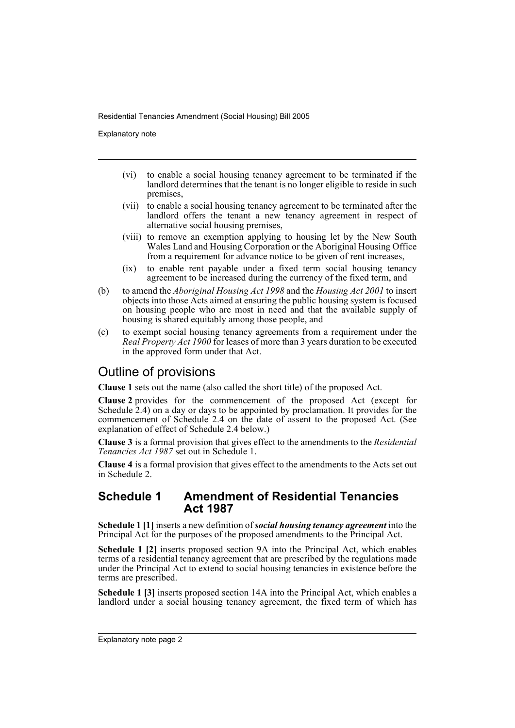- (vi) to enable a social housing tenancy agreement to be terminated if the landlord determines that the tenant is no longer eligible to reside in such premises,
- (vii) to enable a social housing tenancy agreement to be terminated after the landlord offers the tenant a new tenancy agreement in respect of alternative social housing premises,
- (viii) to remove an exemption applying to housing let by the New South Wales Land and Housing Corporation or the Aboriginal Housing Office from a requirement for advance notice to be given of rent increases,
- (ix) to enable rent payable under a fixed term social housing tenancy agreement to be increased during the currency of the fixed term, and

(b) to amend the *Aboriginal Housing Act 1998* and the *Housing Act 2001* to insert objects into those Acts aimed at ensuring the public housing system is focused on housing people who are most in need and that the available supply of housing is shared equitably among those people, and

(c) to exempt social housing tenancy agreements from a requirement under the *Real Property Act 1900* for leases of more than 3 years duration to be executed in the approved form under that Act.

## Outline of provisions

**Clause 1** sets out the name (also called the short title) of the proposed Act.

**Clause 2** provides for the commencement of the proposed Act (except for Schedule 2.4) on a day or days to be appointed by proclamation. It provides for the commencement of Schedule 2.4 on the date of assent to the proposed Act. (See explanation of effect of Schedule 2.4 below.)

**Clause 3** is a formal provision that gives effect to the amendments to the *Residential Tenancies Act 1987* set out in Schedule 1.

**Clause 4** is a formal provision that gives effect to the amendments to the Acts set out in Schedule 2.

## Schedule 1 Amendment of Residential Tenancies Act 1987

**Schedule 1 [1]** inserts a new definition of ***social housing tenancy agreement*** into the Principal Act for the purposes of the proposed amendments to the Principal Act.

**Schedule 1 [2]** inserts proposed section 9A into the Principal Act, which enables terms of a residential tenancy agreement that are prescribed by the regulations made under the Principal Act to extend to social housing tenancies in existence before the terms are prescribed.

**Schedule 1 [3]** inserts proposed section 14A into the Principal Act, which enables a landlord under a social housing tenancy agreement, the fixed term of which has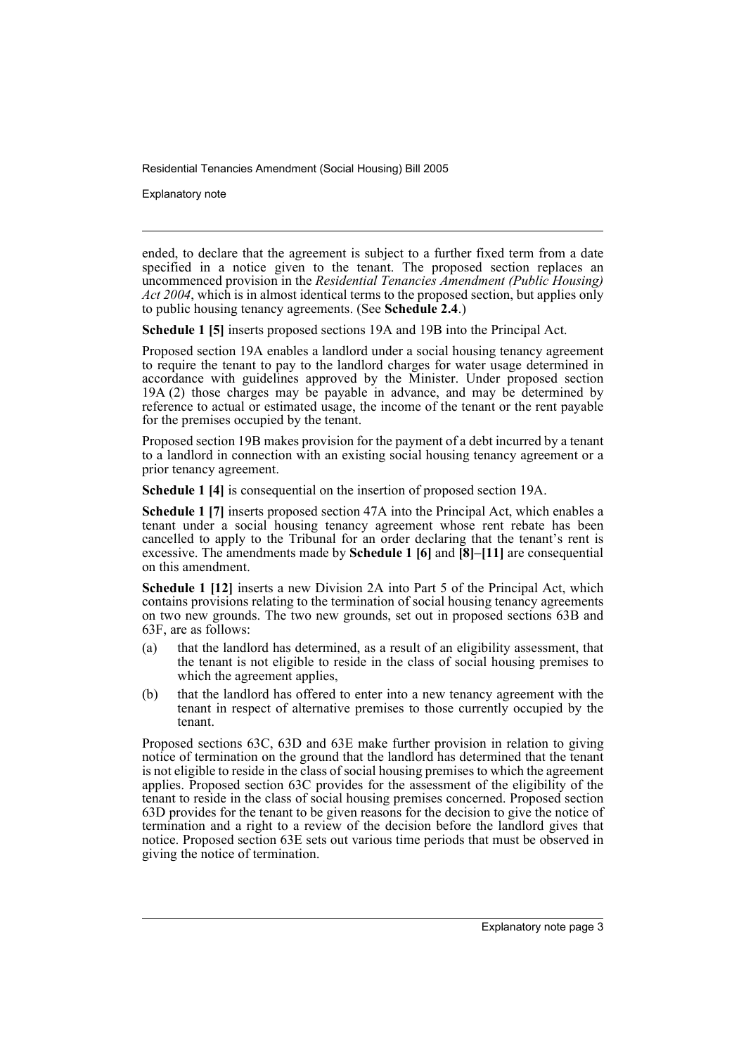ended, to declare that the agreement is subject to a further fixed term from a date specified in a notice given to the tenant. The proposed section replaces an uncommenced provision in the *Residential Tenancies Amendment (Public Housing) Act 2004*, which is in almost identical terms to the proposed section, but applies only to public housing tenancy agreements. (See **Schedule 2.4**.)

**Schedule 1 [5]** inserts proposed sections 19A and 19B into the Principal Act.

Proposed section 19A enables a landlord under a social housing tenancy agreement to require the tenant to pay to the landlord charges for water usage determined in accordance with guidelines approved by the Minister. Under proposed section 19A (2) those charges may be payable in advance, and may be determined by reference to actual or estimated usage, the income of the tenant or the rent payable for the premises occupied by the tenant.

Proposed section 19B makes provision for the payment of a debt incurred by a tenant to a landlord in connection with an existing social housing tenancy agreement or a prior tenancy agreement.

**Schedule 1 [4]** is consequential on the insertion of proposed section 19A.

**Schedule 1 [7]** inserts proposed section 47A into the Principal Act, which enables a tenant under a social housing tenancy agreement whose rent rebate has been cancelled to apply to the Tribunal for an order declaring that the tenant's rent is excessive. The amendments made by **Schedule 1 [6]** and **[8]–[11]** are consequential on this amendment.

**Schedule 1 [12]** inserts a new Division 2A into Part 5 of the Principal Act, which contains provisions relating to the termination of social housing tenancy agreements on two new grounds. The two new grounds, set out in proposed sections 63B and 63F, are as follows:

(a) that the landlord has determined, as a result of an eligibility assessment, that the tenant is not eligible to reside in the class of social housing premises to which the agreement applies,

(b) that the landlord has offered to enter into a new tenancy agreement with the tenant in respect of alternative premises to those currently occupied by the tenant.

Proposed sections 63C, 63D and 63E make further provision in relation to giving notice of termination on the ground that the landlord has determined that the tenant is not eligible to reside in the class of social housing premises to which the agreement applies. Proposed section 63C provides for the assessment of the eligibility of the tenant to reside in the class of social housing premises concerned. Proposed section 63D provides for the tenant to be given reasons for the decision to give the notice of termination and a right to a review of the decision before the landlord gives that notice. Proposed section 63E sets out various time periods that must be observed in giving the notice of termination.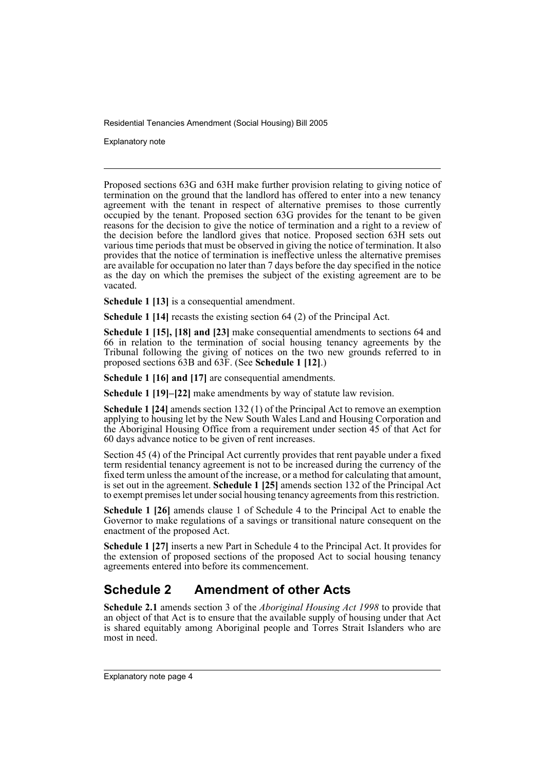Proposed sections 63G and 63H make further provision relating to giving notice of termination on the ground that the landlord has offered to enter into a new tenancy agreement with the tenant in respect of alternative premises to those currently occupied by the tenant. Proposed section 63G provides for the tenant to be given reasons for the decision to give the notice of termination and a right to a review of the decision before the landlord gives that notice. Proposed section 63H sets out various time periods that must be observed in giving the notice of termination. It also provides that the notice of termination is ineffective unless the alternative premises are available for occupation no later than 7 days before the day specified in the notice as the day on which the premises the subject of the existing agreement are to be vacated.

**Schedule 1 [13]** is a consequential amendment.

**Schedule 1 [14]** recasts the existing section 64 (2) of the Principal Act.

**Schedule 1 [15], [18] and [23]** make consequential amendments to sections 64 and 66 in relation to the termination of social housing tenancy agreements by the Tribunal following the giving of notices on the two new grounds referred to in proposed sections 63B and 63F. (See **Schedule 1 [12]**.)

**Schedule 1 [16] and [17]** are consequential amendments.

**Schedule 1 [19]–[22]** make amendments by way of statute law revision.

**Schedule 1 [24]** amends section 132 (1) of the Principal Act to remove an exemption applying to housing let by the New South Wales Land and Housing Corporation and the Aboriginal Housing Office from a requirement under section 45 of that Act for 60 days advance notice to be given of rent increases.

Section 45 (4) of the Principal Act currently provides that rent payable under a fixed term residential tenancy agreement is not to be increased during the currency of the fixed term unless the amount of the increase, or a method for calculating that amount, is set out in the agreement. **Schedule 1 [25]** amends section 132 of the Principal Act to exempt premises let under social housing tenancy agreements from this restriction.

**Schedule 1 [26]** amends clause 1 of Schedule 4 to the Principal Act to enable the Governor to make regulations of a savings or transitional nature consequent on the enactment of the proposed Act.

**Schedule 1 [27]** inserts a new Part in Schedule 4 to the Principal Act. It provides for the extension of proposed sections of the proposed Act to social housing tenancy agreements entered into before its commencement.

## Schedule 2 Amendment of other Acts

**Schedule 2.1** amends section 3 of the *Aboriginal Housing Act 1998* to provide that an object of that Act is to ensure that the available supply of housing under that Act is shared equitably among Aboriginal people and Torres Strait Islanders who are most in need.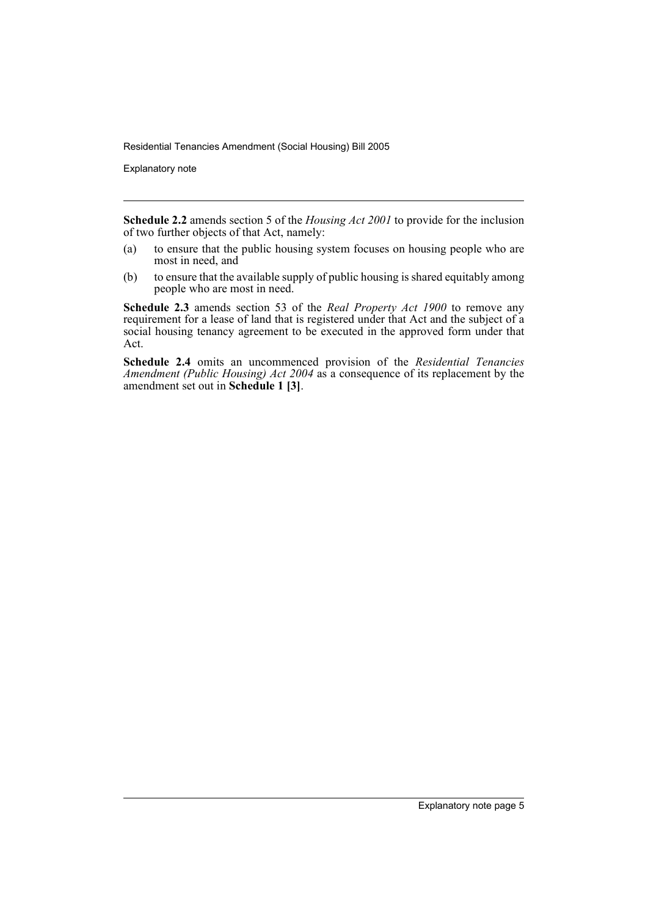**Schedule 2.2** amends section 5 of the *Housing Act 2001* to provide for the inclusion of two further objects of that Act, namely:

(a) to ensure that the public housing system focuses on housing people who are most in need, and

(b) to ensure that the available supply of public housing is shared equitably among people who are most in need.

**Schedule 2.3** amends section 53 of the *Real Property Act 1900* to remove any requirement for a lease of land that is registered under that Act and the subject of a social housing tenancy agreement to be executed in the approved form under that Act.

**Schedule 2.4** omits an uncommenced provision of the *Residential Tenancies Amendment (Public Housing) Act 2004* as a consequence of its replacement by the amendment set out in **Schedule 1 [3]**.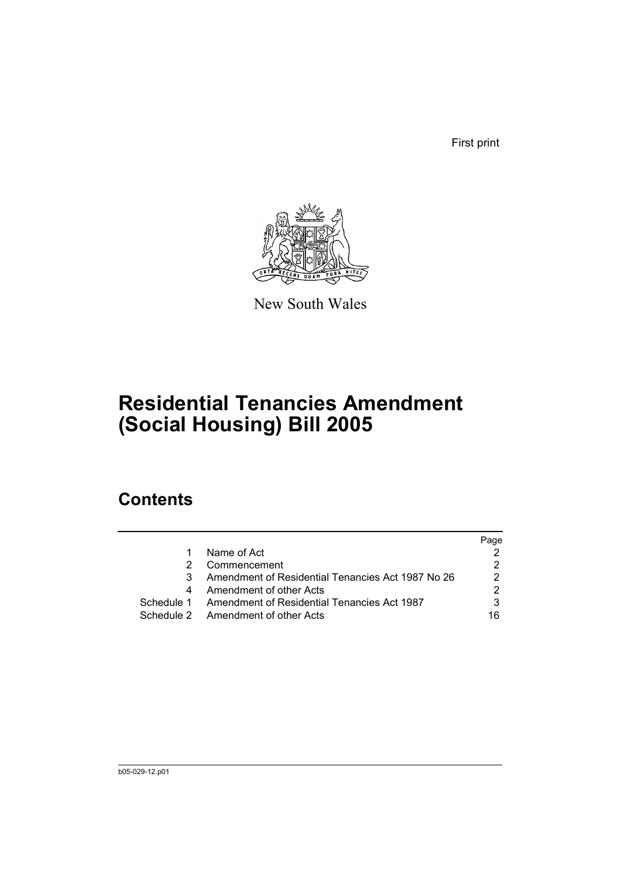First print

New South Wales

# Residential Tenancies Amendment (Social Housing) Bill 2005

## Contents

| | | Page |
|---|---|---|
| 1 | Name of Act | 2 |
| 2 | Commencement | 2 |
| 3 | Amendment of Residential Tenancies Act 1987 No 26 | 2 |
| 4 | Amendment of other Acts | 2 |
| Schedule 1 | Amendment of Residential Tenancies Act 1987 | 3 |
| Schedule 2 | Amendment of other Acts | 16 |

b05-029-12.p01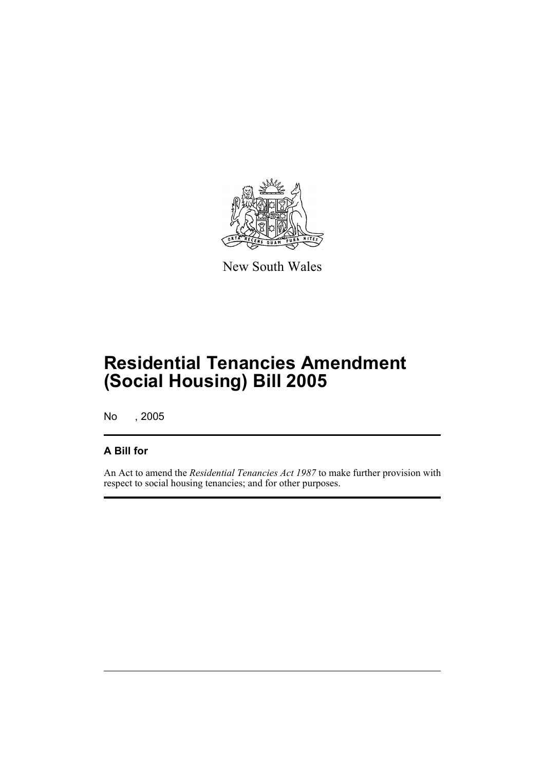New South Wales

# Residential Tenancies Amendment (Social Housing) Bill 2005

No , 2005

## A Bill for

An Act to amend the *Residential Tenancies Act 1987* to make further provision with respect to social housing tenancies; and for other purposes.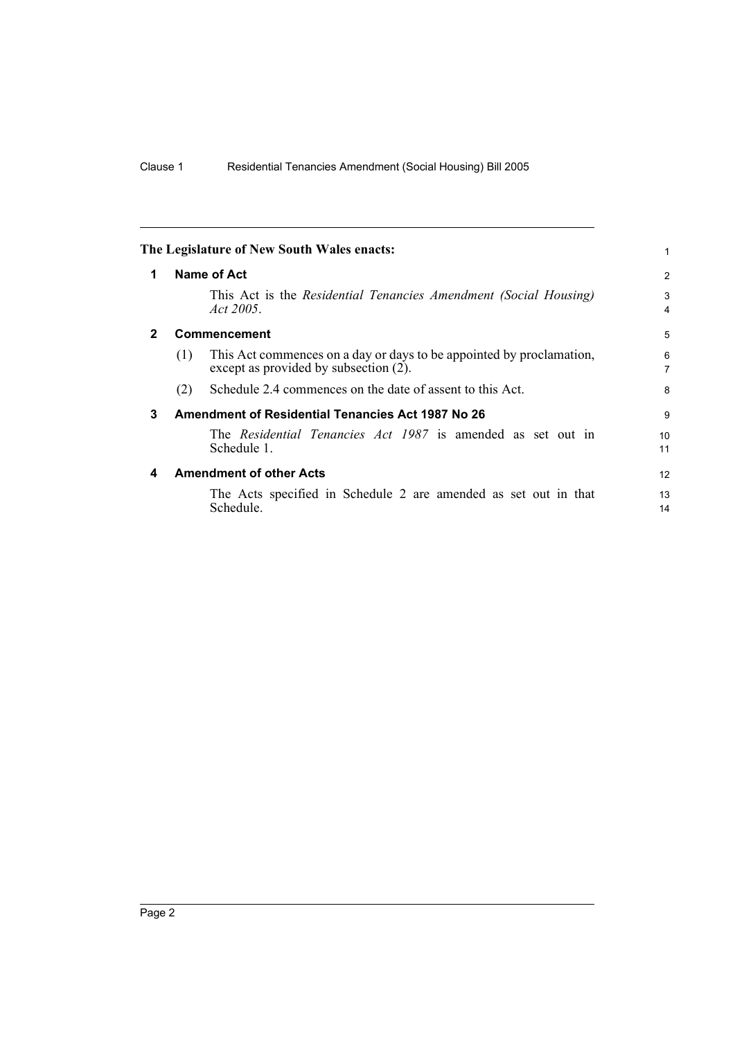The Legislature of New South Wales enacts:

## 1 Name of Act

This Act is the *Residential Tenancies Amendment (Social Housing) Act 2005*.

## 2 Commencement

(1) This Act commences on a day or days to be appointed by proclamation, except as provided by subsection (2).

(2) Schedule 2.4 commences on the date of assent to this Act.

## 3 Amendment of Residential Tenancies Act 1987 No 26

The *Residential Tenancies Act 1987* is amended as set out in Schedule 1.

## 4 Amendment of other Acts

The Acts specified in Schedule 2 are amended as set out in that Schedule.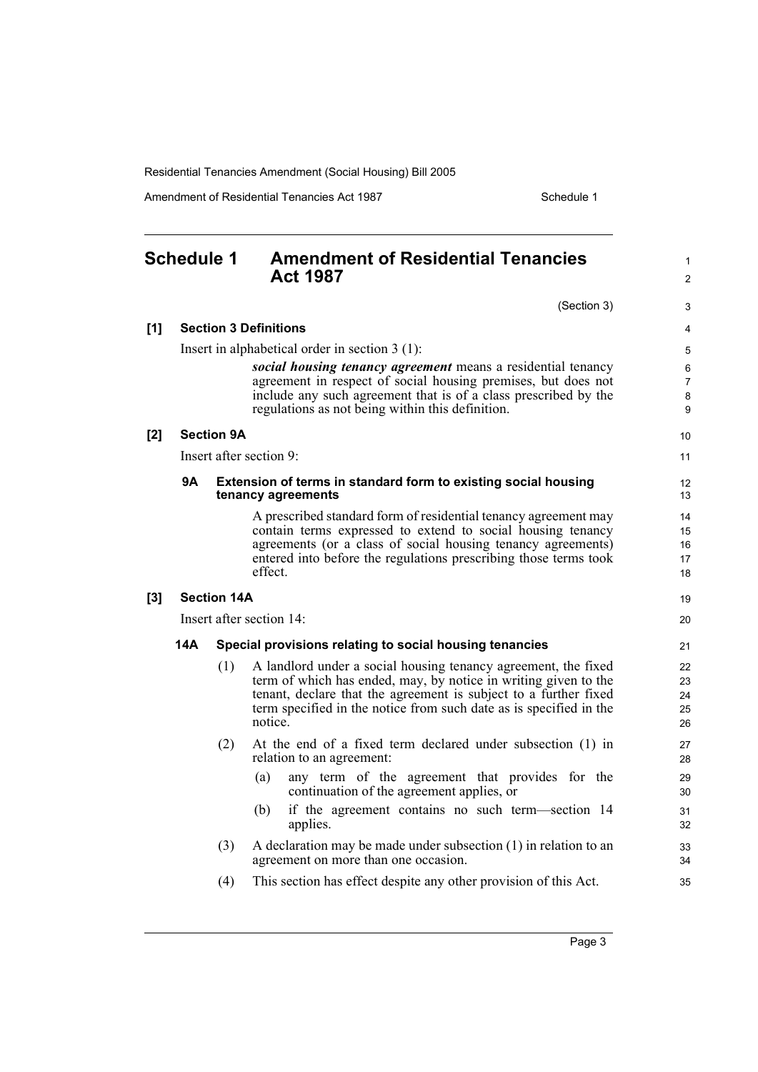## Schedule 1 Amendment of Residential Tenancies Act 1987

(Section 3)

**[1] Section 3 Definitions**

Insert in alphabetical order in section 3 (1):

> ***social housing tenancy agreement*** means a residential tenancy agreement in respect of social housing premises, but does not include any such agreement that is of a class prescribed by the regulations as not being within this definition.

**[2] Section 9A**

Insert after section 9:

**9A Extension of terms in standard form to existing social housing tenancy agreements**

A prescribed standard form of residential tenancy agreement may contain terms expressed to extend to social housing tenancy agreements (or a class of social housing tenancy agreements) entered into before the regulations prescribing those terms took effect.

**[3] Section 14A**

Insert after section 14:

**14A Special provisions relating to social housing tenancies**

(1) A landlord under a social housing tenancy agreement, the fixed term of which has ended, may, by notice in writing given to the tenant, declare that the agreement is subject to a further fixed term specified in the notice from such date as is specified in the notice.

(2) At the end of a fixed term declared under subsection (1) in relation to an agreement:

- (a) any term of the agreement that provides for the continuation of the agreement applies, or
- (b) if the agreement contains no such term—section 14 applies.

(3) A declaration may be made under subsection (1) in relation to an agreement on more than one occasion.

(4) This section has effect despite any other provision of this Act.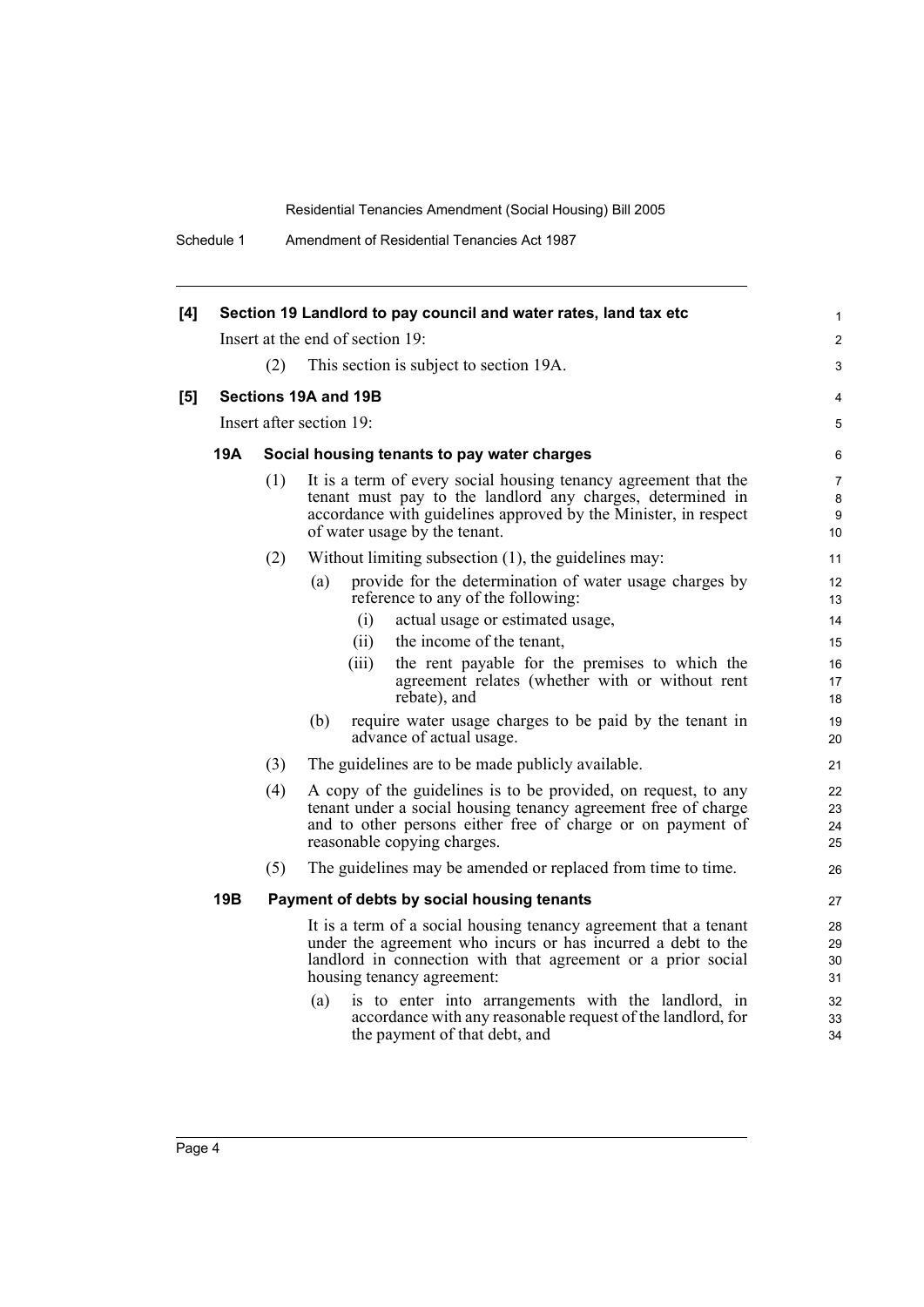**[4] Section 19 Landlord to pay council and water rates, land tax etc**

Insert at the end of section 19:

(2) This section is subject to section 19A.

**[5] Sections 19A and 19B**

Insert after section 19:

**19A Social housing tenants to pay water charges**

(1) It is a term of every social housing tenancy agreement that the tenant must pay to the landlord any charges, determined in accordance with guidelines approved by the Minister, in respect of water usage by the tenant.

(2) Without limiting subsection (1), the guidelines may:

- (a) provide for the determination of water usage charges by reference to any of the following:
  - (i) actual usage or estimated usage,
  - (ii) the income of the tenant,
  - (iii) the rent payable for the premises to which the agreement relates (whether with or without rent rebate), and
- (b) require water usage charges to be paid by the tenant in advance of actual usage.

(3) The guidelines are to be made publicly available.

(4) A copy of the guidelines is to be provided, on request, to any tenant under a social housing tenancy agreement free of charge and to other persons either free of charge or on payment of reasonable copying charges.

(5) The guidelines may be amended or replaced from time to time.

**19B Payment of debts by social housing tenants**

It is a term of a social housing tenancy agreement that a tenant under the agreement who incurs or has incurred a debt to the landlord in connection with that agreement or a prior social housing tenancy agreement:

- (a) is to enter into arrangements with the landlord, in accordance with any reasonable request of the landlord, for the payment of that debt, and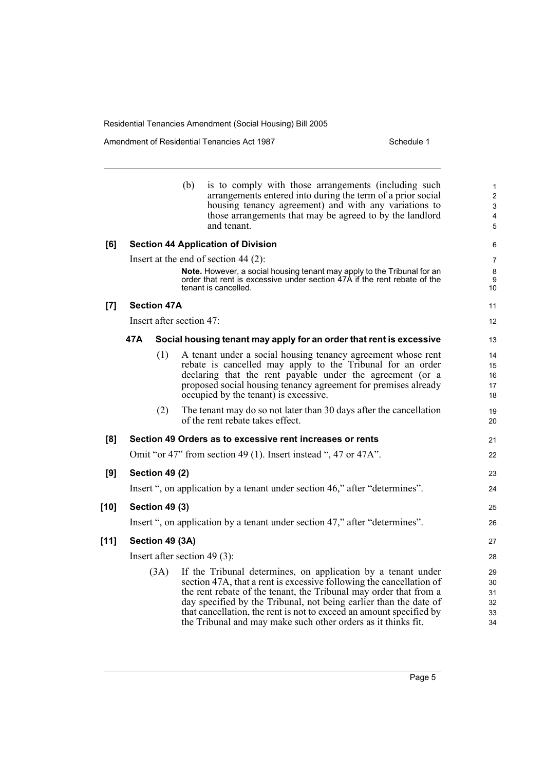(b) is to comply with those arrangements (including such arrangements entered into during the term of a prior social housing tenancy agreement) and with any variations to those arrangements that may be agreed to by the landlord and tenant.

**[6] Section 44 Application of Division**

Insert at the end of section 44 (2):

> **Note.** However, a social housing tenant may apply to the Tribunal for an order that rent is excessive under section 47A if the rent rebate of the tenant is cancelled.

**[7] Section 47A**

Insert after section 47:

**47A Social housing tenant may apply for an order that rent is excessive**

(1) A tenant under a social housing tenancy agreement whose rent rebate is cancelled may apply to the Tribunal for an order declaring that the rent payable under the agreement (or a proposed social housing tenancy agreement for premises already occupied by the tenant) is excessive.

(2) The tenant may do so not later than 30 days after the cancellation of the rent rebate takes effect.

**[8] Section 49 Orders as to excessive rent increases or rents**

Omit "or 47" from section 49 (1). Insert instead ", 47 or 47A".

**[9] Section 49 (2)**

Insert ", on application by a tenant under section 46," after "determines".

**[10] Section 49 (3)**

Insert ", on application by a tenant under section 47," after "determines".

**[11] Section 49 (3A)**

Insert after section 49 (3):

(3A) If the Tribunal determines, on application by a tenant under section 47A, that a rent is excessive following the cancellation of the rent rebate of the tenant, the Tribunal may order that from a day specified by the Tribunal, not being earlier than the date of that cancellation, the rent is not to exceed an amount specified by the Tribunal and may make such other orders as it thinks fit.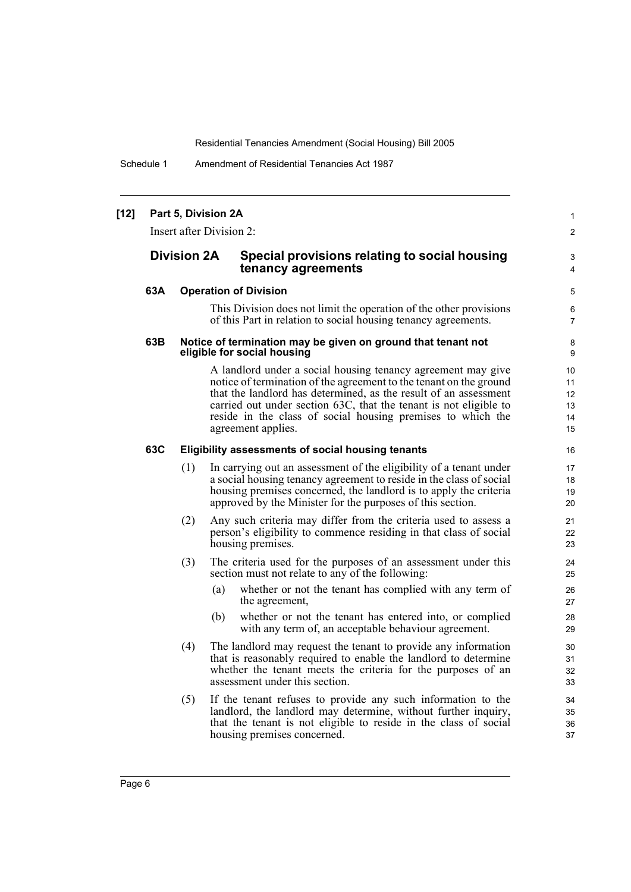**[12] Part 5, Division 2A**

Insert after Division 2:

## Division 2A Special provisions relating to social housing tenancy agreements

### 63A Operation of Division

This Division does not limit the operation of the other provisions of this Part in relation to social housing tenancy agreements.

### 63B Notice of termination may be given on ground that tenant not eligible for social housing

A landlord under a social housing tenancy agreement may give notice of termination of the agreement to the tenant on the ground that the landlord has determined, as the result of an assessment carried out under section 63C, that the tenant is not eligible to reside in the class of social housing premises to which the agreement applies.

### 63C Eligibility assessments of social housing tenants

(1) In carrying out an assessment of the eligibility of a tenant under a social housing tenancy agreement to reside in the class of social housing premises concerned, the landlord is to apply the criteria approved by the Minister for the purposes of this section.

(2) Any such criteria may differ from the criteria used to assess a person's eligibility to commence residing in that class of social housing premises.

(3) The criteria used for the purposes of an assessment under this section must not relate to any of the following:

- (a) whether or not the tenant has complied with any term of the agreement,
- (b) whether or not the tenant has entered into, or complied with any term of, an acceptable behaviour agreement.

(4) The landlord may request the tenant to provide any information that is reasonably required to enable the landlord to determine whether the tenant meets the criteria for the purposes of an assessment under this section.

(5) If the tenant refuses to provide any such information to the landlord, the landlord may determine, without further inquiry, that the tenant is not eligible to reside in the class of social housing premises concerned.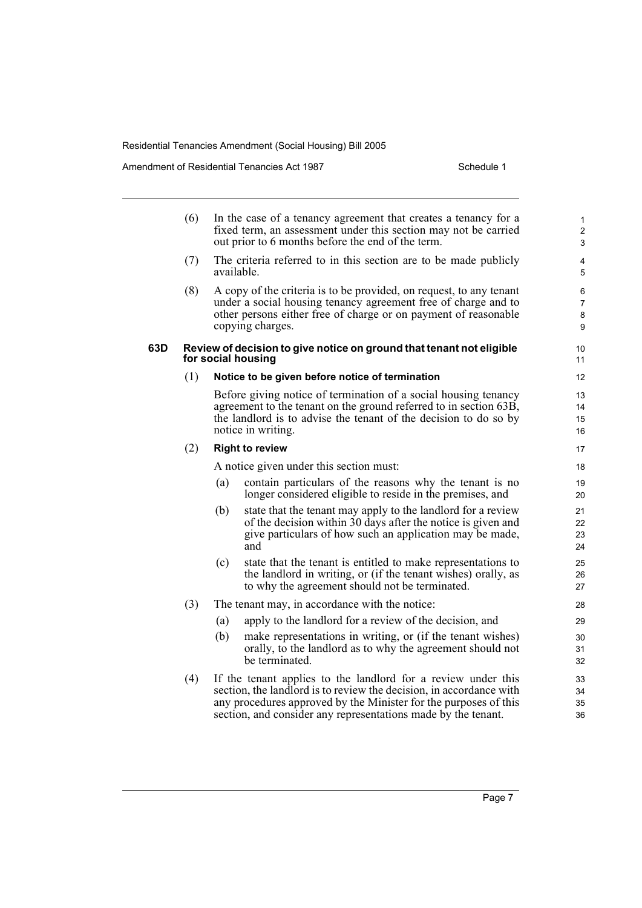(6) In the case of a tenancy agreement that creates a tenancy for a fixed term, an assessment under this section may not be carried out prior to 6 months before the end of the term.

(7) The criteria referred to in this section are to be made publicly available.

(8) A copy of the criteria is to be provided, on request, to any tenant under a social housing tenancy agreement free of charge and to other persons either free of charge or on payment of reasonable copying charges.

### 63D Review of decision to give notice on ground that tenant not eligible for social housing

(1) **Notice to be given before notice of termination**

Before giving notice of termination of a social housing tenancy agreement to the tenant on the ground referred to in section 63B, the landlord is to advise the tenant of the decision to do so by notice in writing.

(2) **Right to review**

A notice given under this section must:

(a) contain particulars of the reasons why the tenant is no longer considered eligible to reside in the premises, and

(b) state that the tenant may apply to the landlord for a review of the decision within 30 days after the notice is given and give particulars of how such an application may be made, and

(c) state that the tenant is entitled to make representations to the landlord in writing, or (if the tenant wishes) orally, as to why the agreement should not be terminated.

(3) The tenant may, in accordance with the notice:

(a) apply to the landlord for a review of the decision, and

(b) make representations in writing, or (if the tenant wishes) orally, to the landlord as to why the agreement should not be terminated.

(4) If the tenant applies to the landlord for a review under this section, the landlord is to review the decision, in accordance with any procedures approved by the Minister for the purposes of this section, and consider any representations made by the tenant.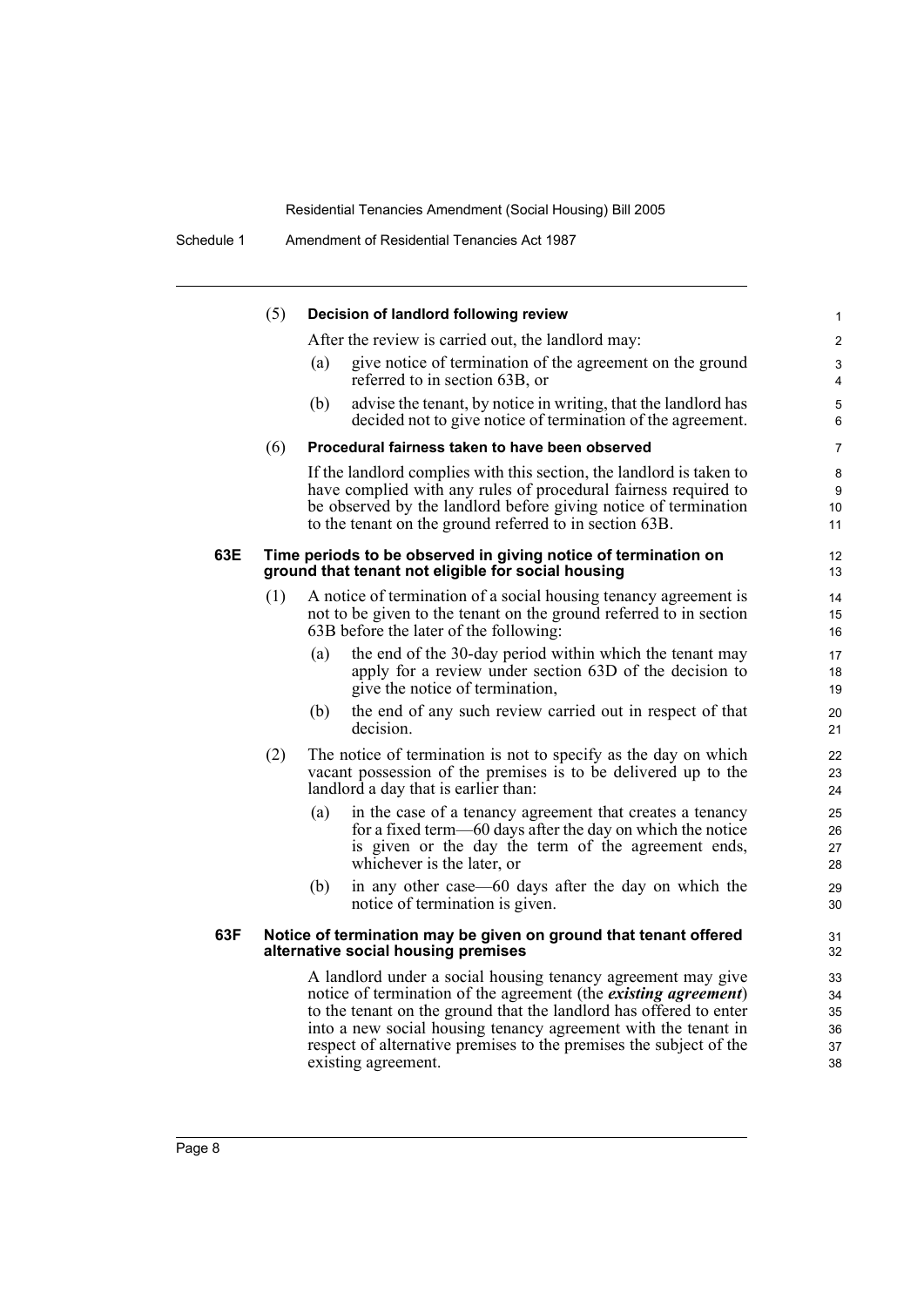(5) **Decision of landlord following review**

After the review is carried out, the landlord may:

(a) give notice of termination of the agreement on the ground referred to in section 63B, or

(b) advise the tenant, by notice in writing, that the landlord has decided not to give notice of termination of the agreement.

(6) **Procedural fairness taken to have been observed**

If the landlord complies with this section, the landlord is taken to have complied with any rules of procedural fairness required to be observed by the landlord before giving notice of termination to the tenant on the ground referred to in section 63B.

### 63E Time periods to be observed in giving notice of termination on ground that tenant not eligible for social housing

(1) A notice of termination of a social housing tenancy agreement is not to be given to the tenant on the ground referred to in section 63B before the later of the following:

(a) the end of the 30-day period within which the tenant may apply for a review under section 63D of the decision to give the notice of termination,

(b) the end of any such review carried out in respect of that decision.

(2) The notice of termination is not to specify as the day on which vacant possession of the premises is to be delivered up to the landlord a day that is earlier than:

(a) in the case of a tenancy agreement that creates a tenancy for a fixed term—60 days after the day on which the notice is given or the day the term of the agreement ends, whichever is the later, or

(b) in any other case—60 days after the day on which the notice of termination is given.

### 63F Notice of termination may be given on ground that tenant offered alternative social housing premises

A landlord under a social housing tenancy agreement may give notice of termination of the agreement (the ***existing agreement***) to the tenant on the ground that the landlord has offered to enter into a new social housing tenancy agreement with the tenant in respect of alternative premises to the premises the subject of the existing agreement.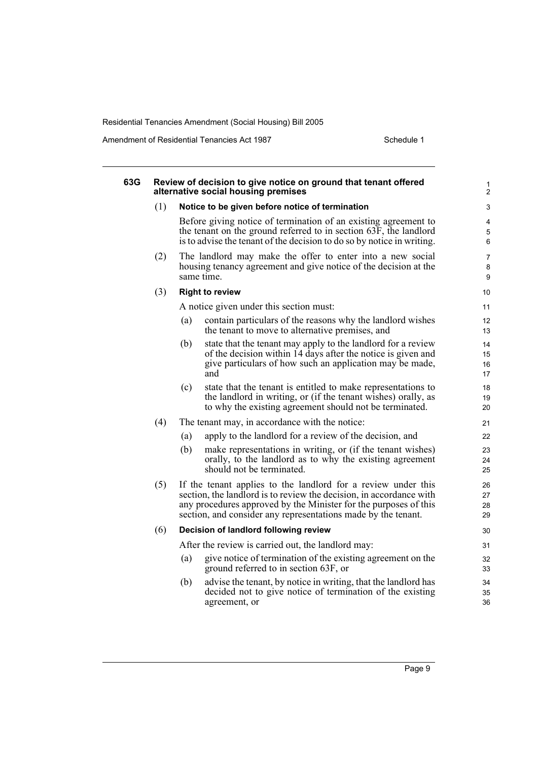**63G Review of decision to give notice on ground that tenant offered alternative social housing premises**

(1) **Notice to be given before notice of termination**

Before giving notice of termination of an existing agreement to the tenant on the ground referred to in section 63F, the landlord is to advise the tenant of the decision to do so by notice in writing.

(2) The landlord may make the offer to enter into a new social housing tenancy agreement and give notice of the decision at the same time.

(3) **Right to review**

A notice given under this section must:

(a) contain particulars of the reasons why the landlord wishes the tenant to move to alternative premises, and

(b) state that the tenant may apply to the landlord for a review of the decision within 14 days after the notice is given and give particulars of how such an application may be made, and

(c) state that the tenant is entitled to make representations to the landlord in writing, or (if the tenant wishes) orally, as to why the existing agreement should not be terminated.

(4) The tenant may, in accordance with the notice:

(a) apply to the landlord for a review of the decision, and

(b) make representations in writing, or (if the tenant wishes) orally, to the landlord as to why the existing agreement should not be terminated.

(5) If the tenant applies to the landlord for a review under this section, the landlord is to review the decision, in accordance with any procedures approved by the Minister for the purposes of this section, and consider any representations made by the tenant.

(6) **Decision of landlord following review**

After the review is carried out, the landlord may:

(a) give notice of termination of the existing agreement on the ground referred to in section 63F, or

(b) advise the tenant, by notice in writing, that the landlord has decided not to give notice of termination of the existing agreement, or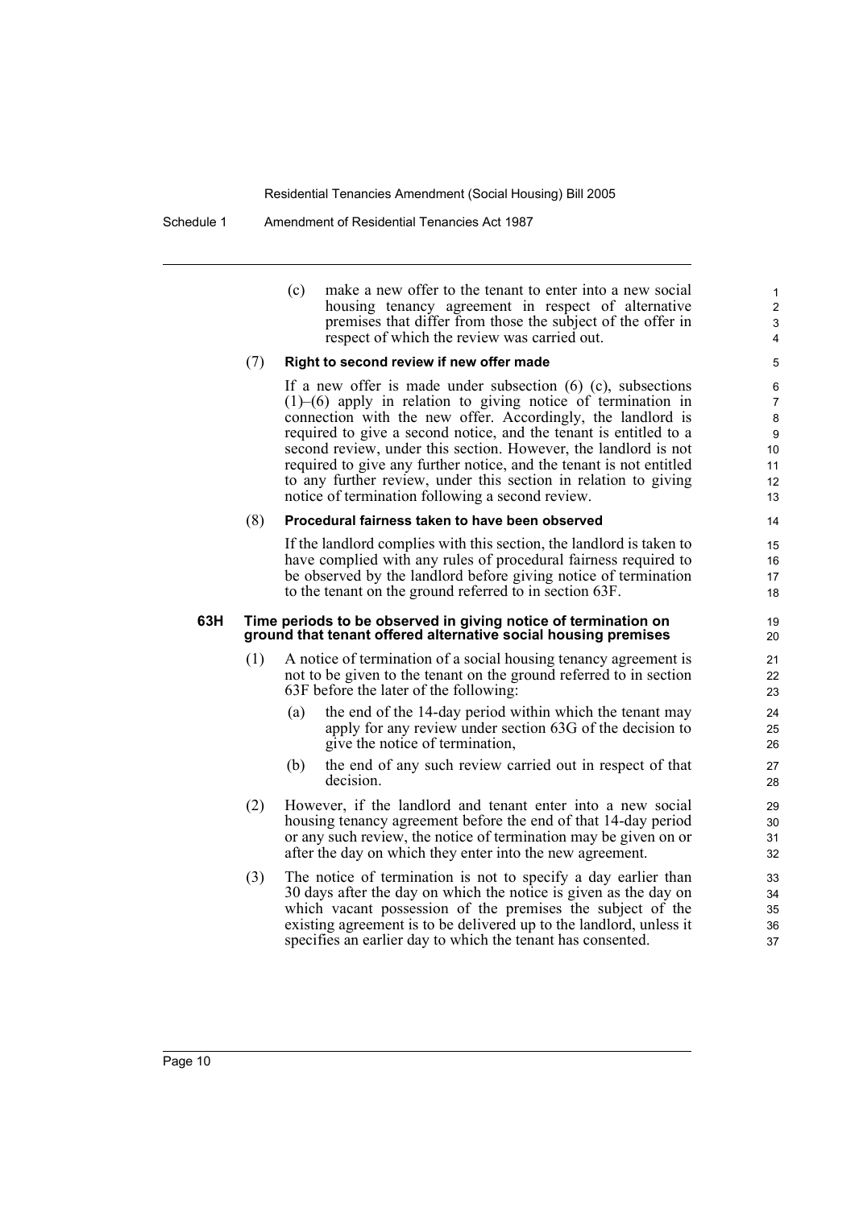(c) make a new offer to the tenant to enter into a new social housing tenancy agreement in respect of alternative premises that differ from those the subject of the offer in respect of which the review was carried out.

(7) **Right to second review if new offer made**

If a new offer is made under subsection (6) (c), subsections (1)–(6) apply in relation to giving notice of termination in connection with the new offer. Accordingly, the landlord is required to give a second notice, and the tenant is entitled to a second review, under this section. However, the landlord is not required to give any further notice, and the tenant is not entitled to any further review, under this section in relation to giving notice of termination following a second review.

(8) **Procedural fairness taken to have been observed**

If the landlord complies with this section, the landlord is taken to have complied with any rules of procedural fairness required to be observed by the landlord before giving notice of termination to the tenant on the ground referred to in section 63F.

**63H Time periods to be observed in giving notice of termination on ground that tenant offered alternative social housing premises**

(1) A notice of termination of a social housing tenancy agreement is not to be given to the tenant on the ground referred to in section 63F before the later of the following:

(a) the end of the 14-day period within which the tenant may apply for any review under section 63G of the decision to give the notice of termination,

(b) the end of any such review carried out in respect of that decision.

(2) However, if the landlord and tenant enter into a new social housing tenancy agreement before the end of that 14-day period or any such review, the notice of termination may be given on or after the day on which they enter into the new agreement.

(3) The notice of termination is not to specify a day earlier than 30 days after the day on which the notice is given as the day on which vacant possession of the premises the subject of the existing agreement is to be delivered up to the landlord, unless it specifies an earlier day to which the tenant has consented.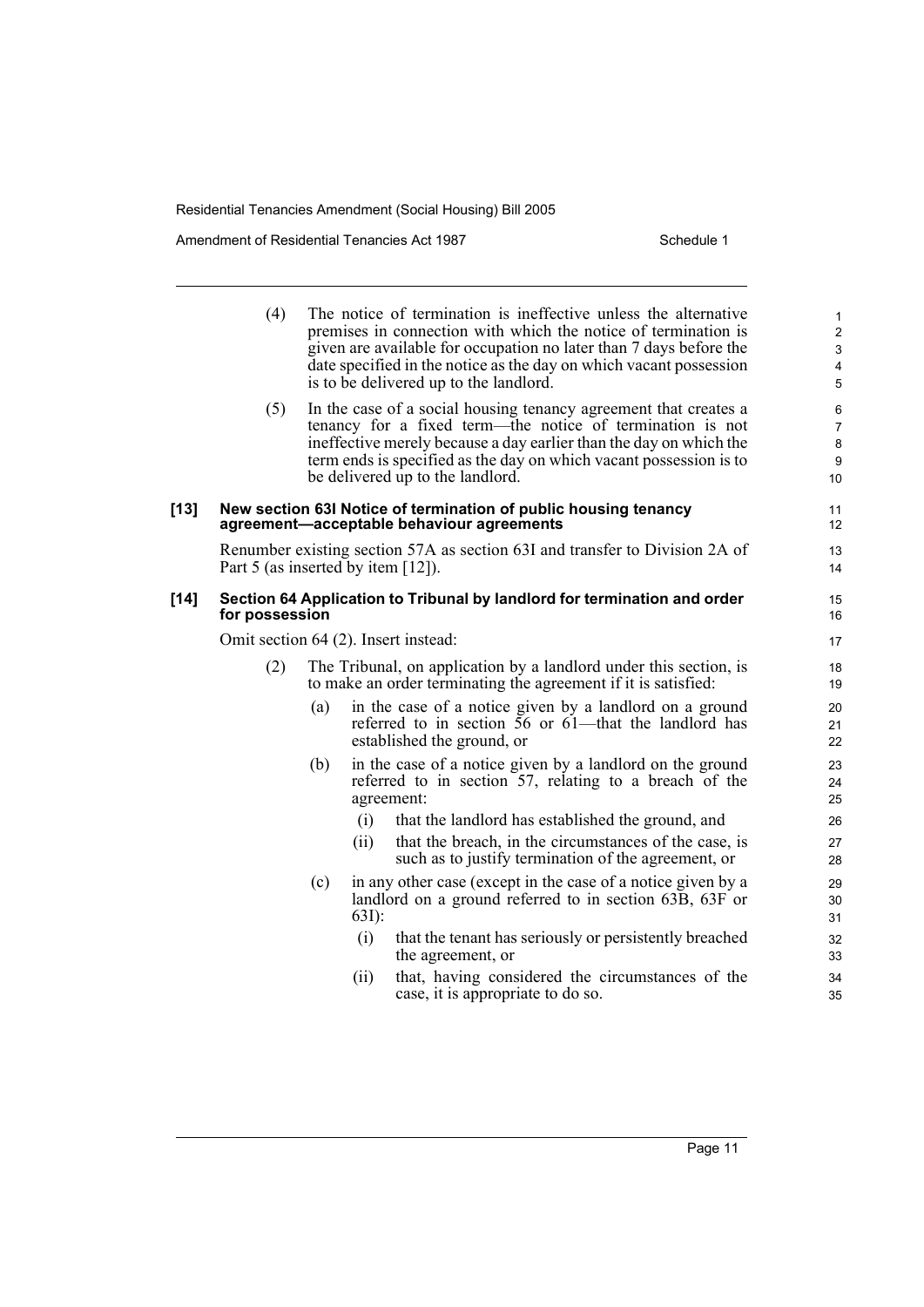(4) The notice of termination is ineffective unless the alternative premises in connection with which the notice of termination is given are available for occupation no later than 7 days before the date specified in the notice as the day on which vacant possession is to be delivered up to the landlord.

(5) In the case of a social housing tenancy agreement that creates a tenancy for a fixed term—the notice of termination is not ineffective merely because a day earlier than the day on which the term ends is specified as the day on which vacant possession is to be delivered up to the landlord.

**[13] New section 63I Notice of termination of public housing tenancy agreement—acceptable behaviour agreements**

Renumber existing section 57A as section 63I and transfer to Division 2A of Part 5 (as inserted by item [12]).

**[14] Section 64 Application to Tribunal by landlord for termination and order for possession**

Omit section 64 (2). Insert instead:

(2) The Tribunal, on application by a landlord under this section, is to make an order terminating the agreement if it is satisfied:

(a) in the case of a notice given by a landlord on a ground referred to in section 56 or 61—that the landlord has established the ground, or

(b) in the case of a notice given by a landlord on the ground referred to in section 57, relating to a breach of the agreement:

(i) that the landlord has established the ground, and

(ii) that the breach, in the circumstances of the case, is such as to justify termination of the agreement, or

(c) in any other case (except in the case of a notice given by a landlord on a ground referred to in section 63B, 63F or 63I):

(i) that the tenant has seriously or persistently breached the agreement, or

(ii) that, having considered the circumstances of the case, it is appropriate to do so.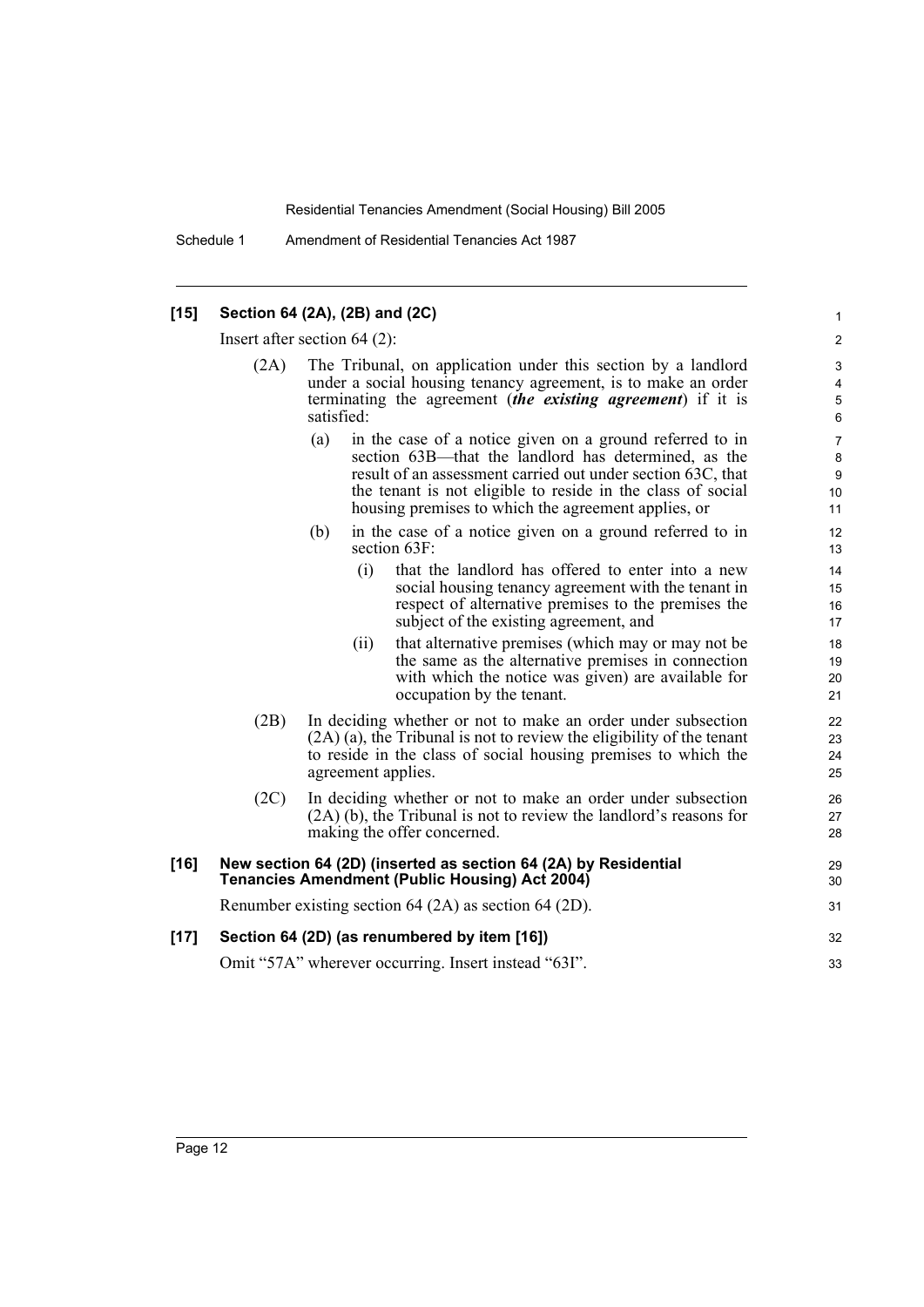### [15] Section 64 (2A), (2B) and (2C)

Insert after section 64 (2):

(2A) The Tribunal, on application under this section by a landlord under a social housing tenancy agreement, is to make an order terminating the agreement (***the existing agreement***) if it is satisfied:

(a) in the case of a notice given on a ground referred to in section 63B—that the landlord has determined, as the result of an assessment carried out under section 63C, that the tenant is not eligible to reside in the class of social housing premises to which the agreement applies, or

(b) in the case of a notice given on a ground referred to in section 63F:

(i) that the landlord has offered to enter into a new social housing tenancy agreement with the tenant in respect of alternative premises to the premises the subject of the existing agreement, and

(ii) that alternative premises (which may or may not be the same as the alternative premises in connection with which the notice was given) are available for occupation by the tenant.

(2B) In deciding whether or not to make an order under subsection (2A) (a), the Tribunal is not to review the eligibility of the tenant to reside in the class of social housing premises to which the agreement applies.

(2C) In deciding whether or not to make an order under subsection (2A) (b), the Tribunal is not to review the landlord's reasons for making the offer concerned.

### [16] New section 64 (2D) (inserted as section 64 (2A) by Residential Tenancies Amendment (Public Housing) Act 2004)

Renumber existing section 64 (2A) as section 64 (2D).

### [17] Section 64 (2D) (as renumbered by item [16])

Omit "57A" wherever occurring. Insert instead "63I".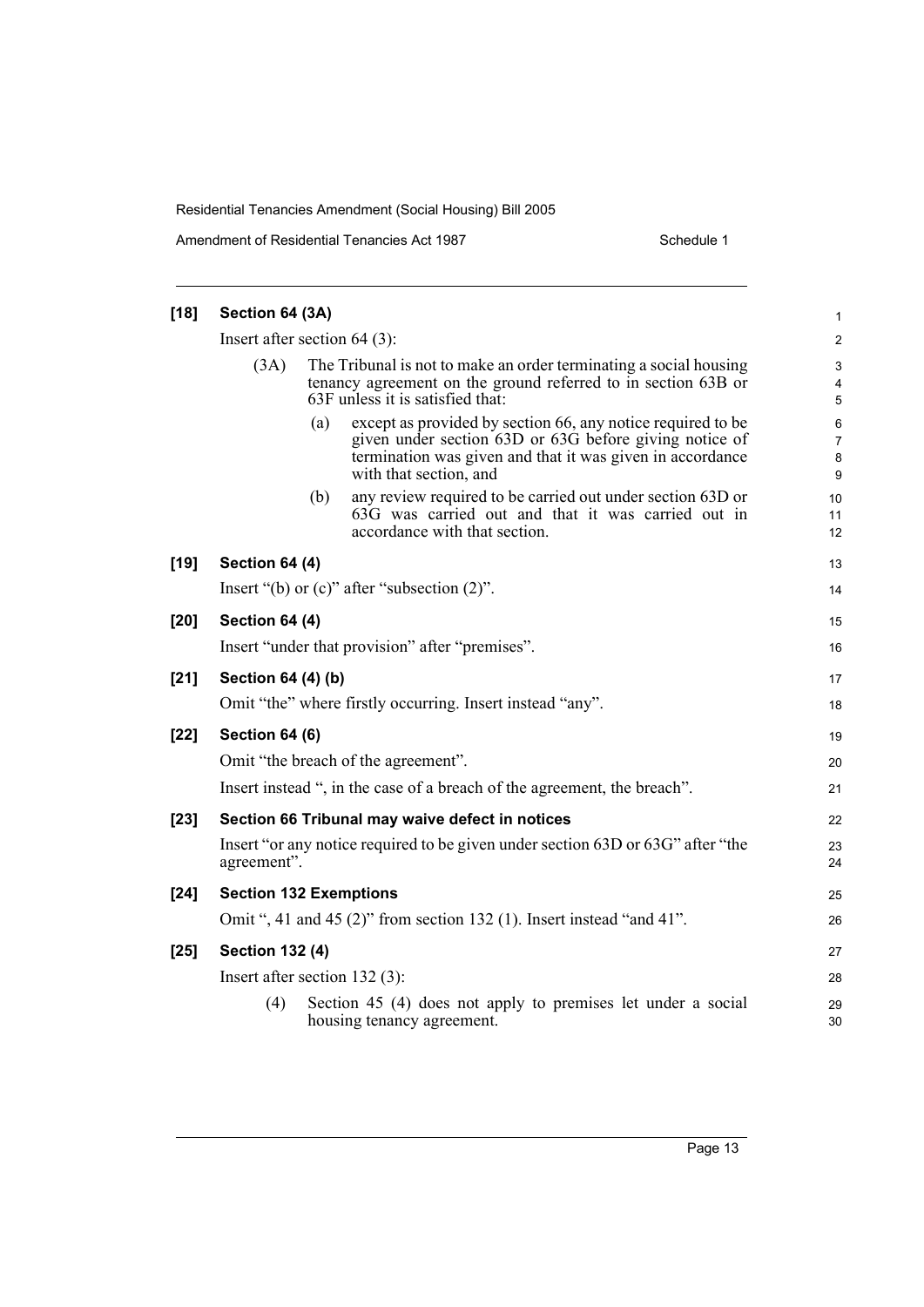**[18] Section 64 (3A)**

Insert after section 64 (3):

(3A) The Tribunal is not to make an order terminating a social housing tenancy agreement on the ground referred to in section 63B or 63F unless it is satisfied that:

(a) except as provided by section 66, any notice required to be given under section 63D or 63G before giving notice of termination was given and that it was given in accordance with that section, and

(b) any review required to be carried out under section 63D or 63G was carried out and that it was carried out in accordance with that section.

**[19] Section 64 (4)**

Insert "(b) or (c)" after "subsection (2)".

**[20] Section 64 (4)**

Insert "under that provision" after "premises".

**[21] Section 64 (4) (b)**

Omit "the" where firstly occurring. Insert instead "any".

**[22] Section 64 (6)**

Omit "the breach of the agreement".

Insert instead ", in the case of a breach of the agreement, the breach".

**[23] Section 66 Tribunal may waive defect in notices**

Insert "or any notice required to be given under section 63D or 63G" after "the agreement".

**[24] Section 132 Exemptions**

Omit ", 41 and 45 (2)" from section 132 (1). Insert instead "and 41".

**[25] Section 132 (4)**

Insert after section 132 (3):

(4) Section 45 (4) does not apply to premises let under a social housing tenancy agreement.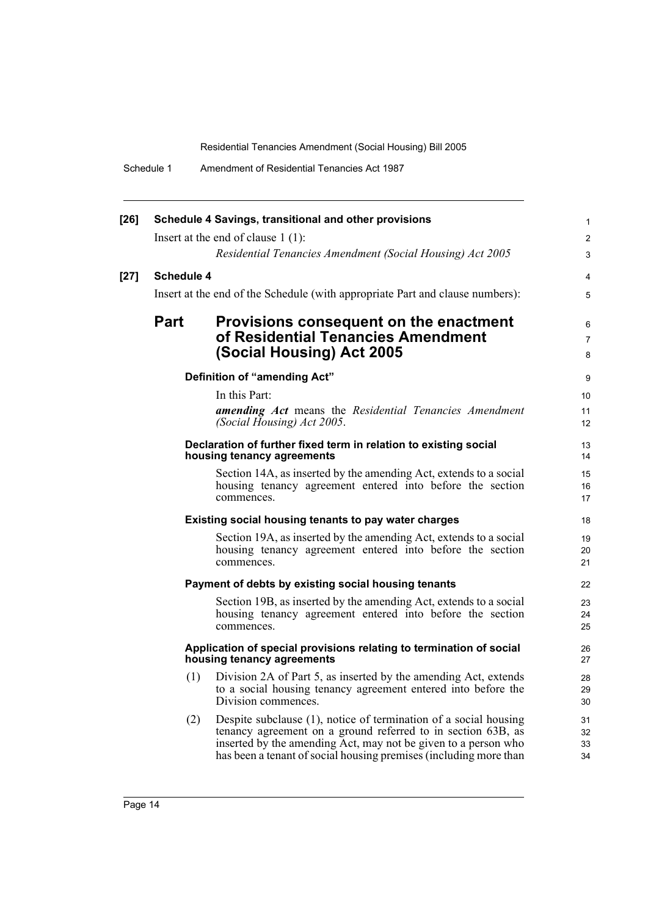**[26] Schedule 4 Savings, transitional and other provisions**

Insert at the end of clause 1 (1):

*Residential Tenancies Amendment (Social Housing) Act 2005*

**[27] Schedule 4**

Insert at the end of the Schedule (with appropriate Part and clause numbers):

## Part Provisions consequent on the enactment of Residential Tenancies Amendment (Social Housing) Act 2005

**Definition of "amending Act"**

In this Part:

***amending Act*** means the *Residential Tenancies Amendment (Social Housing) Act 2005*.

**Declaration of further fixed term in relation to existing social housing tenancy agreements**

Section 14A, as inserted by the amending Act, extends to a social housing tenancy agreement entered into before the section commences.

**Existing social housing tenants to pay water charges**

Section 19A, as inserted by the amending Act, extends to a social housing tenancy agreement entered into before the section commences.

**Payment of debts by existing social housing tenants**

Section 19B, as inserted by the amending Act, extends to a social housing tenancy agreement entered into before the section commences.

**Application of special provisions relating to termination of social housing tenancy agreements**

(1) Division 2A of Part 5, as inserted by the amending Act, extends to a social housing tenancy agreement entered into before the Division commences.

(2) Despite subclause (1), notice of termination of a social housing tenancy agreement on a ground referred to in section 63B, as inserted by the amending Act, may not be given to a person who has been a tenant of social housing premises (including more than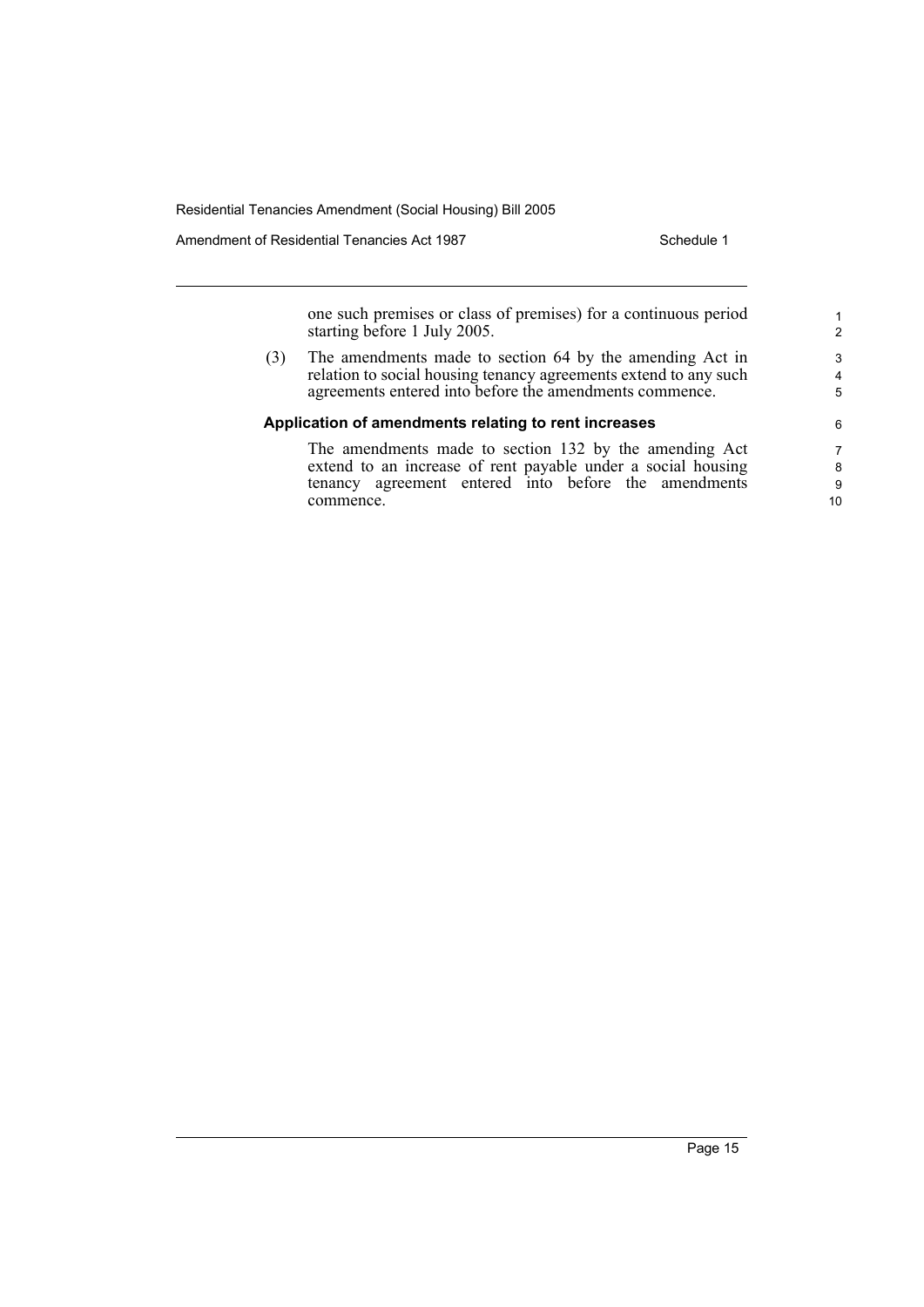one such premises or class of premises) for a continuous period starting before 1 July 2005.

(3) The amendments made to section 64 by the amending Act in relation to social housing tenancy agreements extend to any such agreements entered into before the amendments commence.

### Application of amendments relating to rent increases

The amendments made to section 132 by the amending Act extend to an increase of rent payable under a social housing tenancy agreement entered into before the amendments commence.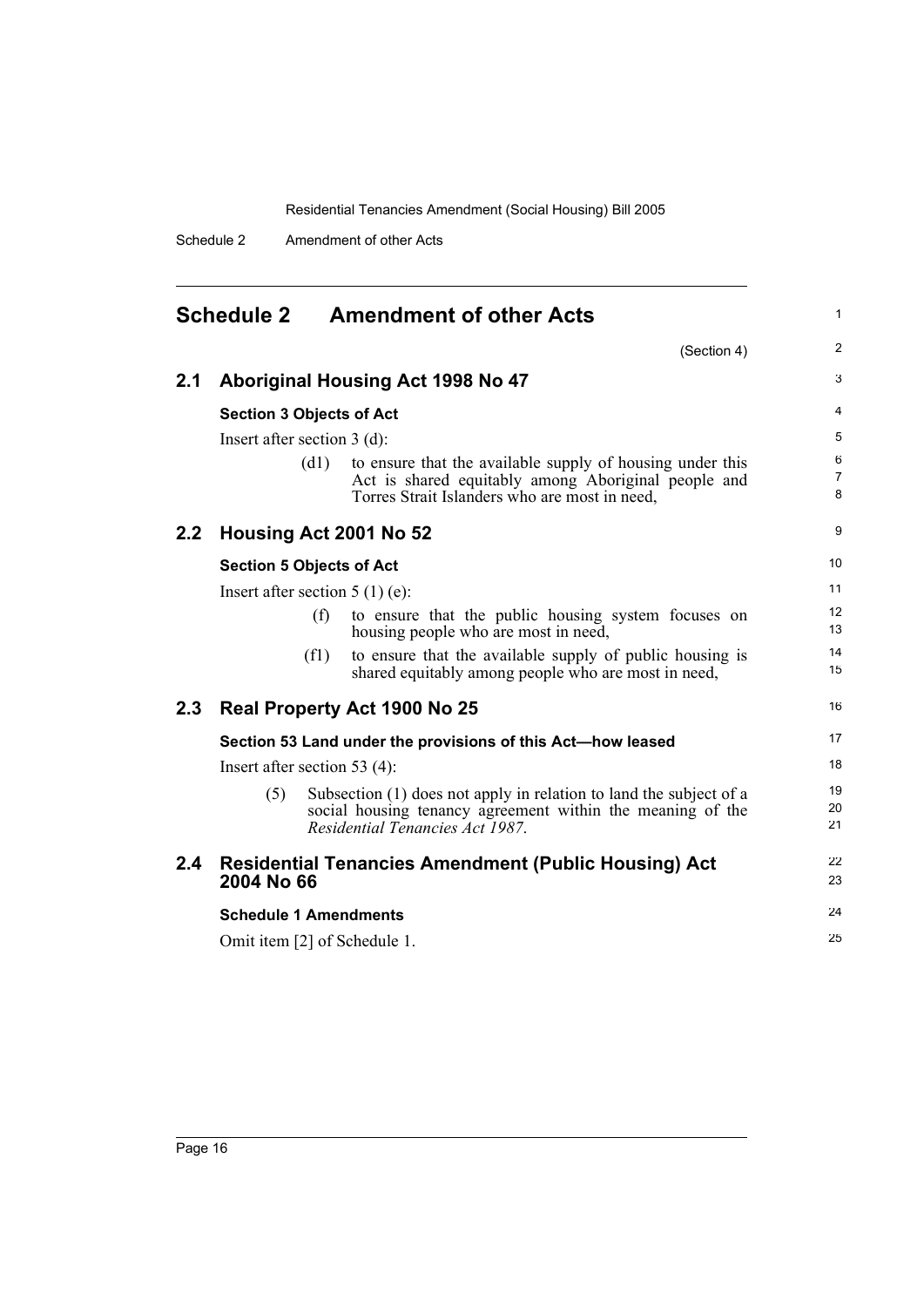## Schedule 2 Amendment of other Acts

(Section 4)

### 2.1 Aboriginal Housing Act 1998 No 47

**Section 3 Objects of Act**

Insert after section 3 (d):

(d1) to ensure that the available supply of housing under this Act is shared equitably among Aboriginal people and Torres Strait Islanders who are most in need,

### 2.2 Housing Act 2001 No 52

**Section 5 Objects of Act**

Insert after section 5 (1) (e):

(f) to ensure that the public housing system focuses on housing people who are most in need,

(f1) to ensure that the available supply of public housing is shared equitably among people who are most in need,

### 2.3 Real Property Act 1900 No 25

**Section 53 Land under the provisions of this Act—how leased**

Insert after section 53 (4):

(5) Subsection (1) does not apply in relation to land the subject of a social housing tenancy agreement within the meaning of the *Residential Tenancies Act 1987*.

### 2.4 Residential Tenancies Amendment (Public Housing) Act 2004 No 66

**Schedule 1 Amendments**

Omit item [2] of Schedule 1.